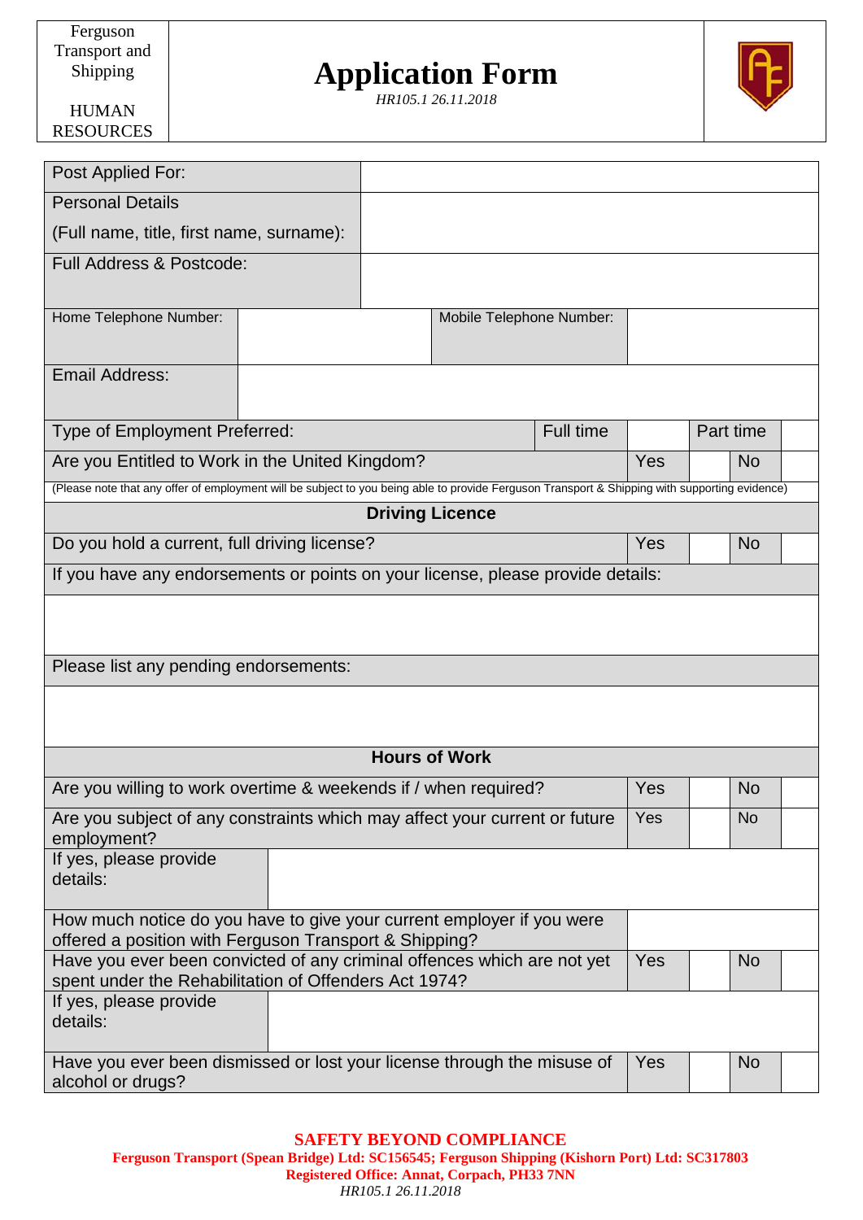| Ferguson Transport and Shipping<br><br>HUMAN RESOURCES | **Application Form**<br>*HR105.1 26.11.2018* | |
|---|---|---|

| | | | | | |
|---|---|---|---|---|---|
| Post Applied For: | | | | | |
| Personal Details<br>(Full name, title, first name, surname): | | | | | |
| Full Address & Postcode: | | | | | |
| Home Telephone Number: | | Mobile Telephone Number: | | | |
| Email Address: | | | | | |
| Type of Employment Preferred: | Full time | | Part time | | |
| Are you Entitled to Work in the United Kingdom? | Yes | | No | | |

(Please note that any offer of employment will be subject to you being able to provide Ferguson Transport & Shipping with supporting evidence)

**Driving Licence**

| | | | | |
|---|---|---|---|---|
| Do you hold a current, full driving license? | Yes | | No | |

If you have any endorsements or points on your license, please provide details:

Please list any pending endorsements:

**Hours of Work**

| | | | | |
|---|---|---|---|---|
| Are you willing to work overtime & weekends if / when required? | Yes | | No | |
| Are you subject of any constraints which may affect your current or future employment? | Yes | | No | |
| If yes, please provide details: | | | | |
| How much notice do you have to give your current employer if you were offered a position with Ferguson Transport & Shipping? | | | | |
| Have you ever been convicted of any criminal offences which are not yet spent under the Rehabilitation of Offenders Act 1974? | Yes | | No | |
| If yes, please provide details: | | | | |
| Have you ever been dismissed or lost your license through the misuse of alcohol or drugs? | Yes | | No | |

**SAFETY BEYOND COMPLIANCE**
**Ferguson Transport (Spean Bridge) Ltd: SC156545; Ferguson Shipping (Kishorn Port) Ltd: SC317803**
**Registered Office: Annat, Corpach, PH33 7NN**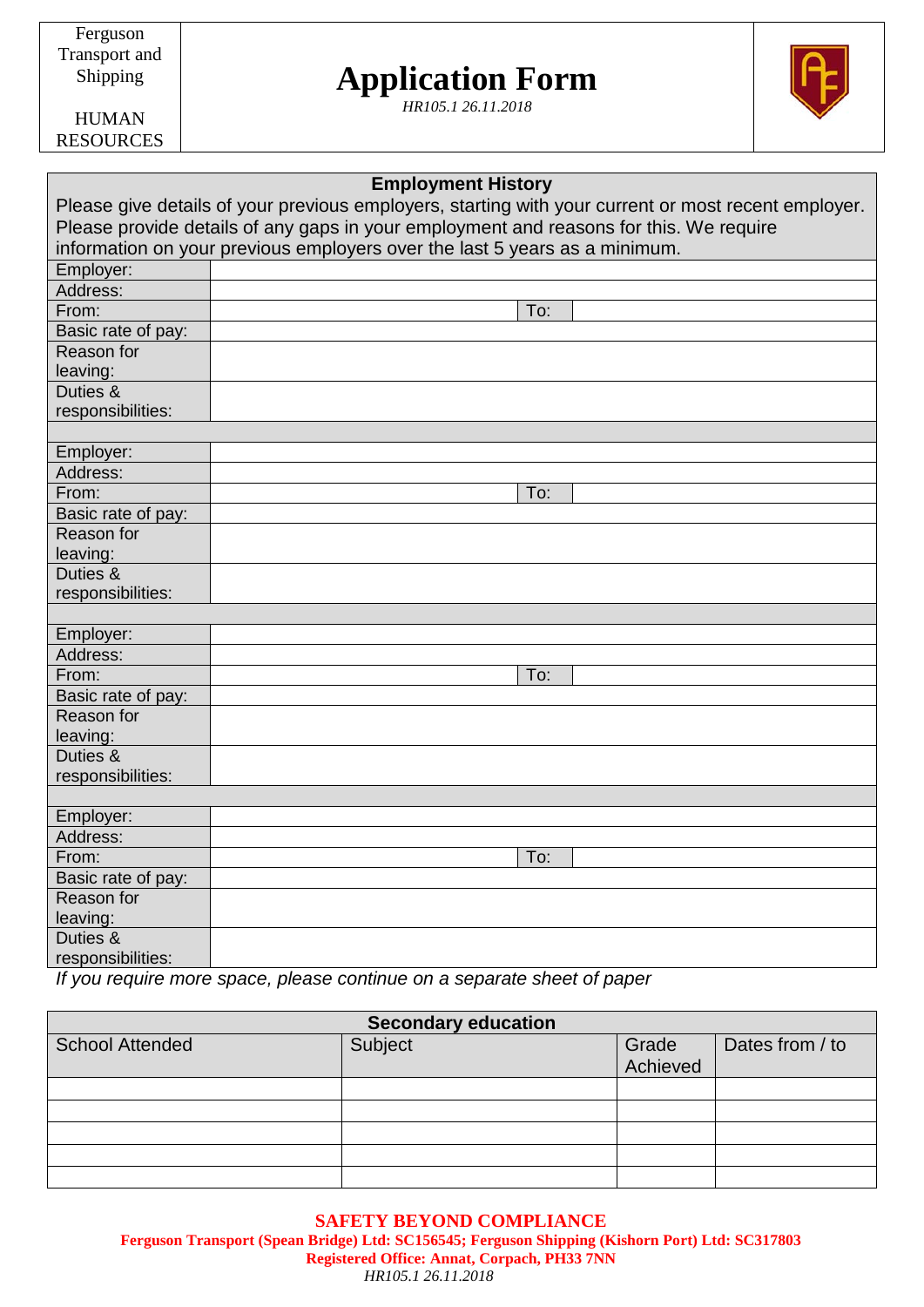| Ferguson Transport and Shipping<br><br>HUMAN RESOURCES | **Application Form**<br>*HR105.1 26.11.2018* | |
|---|---|---|

**Employment History**

Please give details of your previous employers, starting with your current or most recent employer. Please provide details of any gaps in your employment and reasons for this. We require information on your previous employers over the last 5 years as a minimum.

| | | | |
|---|---|---|---|
| Employer: | | | |
| Address: | | | |
| From: | | To: | |
| Basic rate of pay: | | | |
| Reason for leaving: | | | |
| Duties & responsibilities: | | | |

| | | | |
|---|---|---|---|
| Employer: | | | |
| Address: | | | |
| From: | | To: | |
| Basic rate of pay: | | | |
| Reason for leaving: | | | |
| Duties & responsibilities: | | | |

| | | | |
|---|---|---|---|
| Employer: | | | |
| Address: | | | |
| From: | | To: | |
| Basic rate of pay: | | | |
| Reason for leaving: | | | |
| Duties & responsibilities: | | | |

| | | | |
|---|---|---|---|
| Employer: | | | |
| Address: | | | |
| From: | | To: | |
| Basic rate of pay: | | | |
| Reason for leaving: | | | |
| Duties & responsibilities: | | | |

*If you require more space, please continue on a separate sheet of paper*

**Secondary education**

| School Attended | Subject | Grade Achieved | Dates from / to |
|---|---|---|---|
| | | | |
| | | | |
| | | | |
| | | | |
| | | | |

**SAFETY BEYOND COMPLIANCE**

**Ferguson Transport (Spean Bridge) Ltd: SC156545; Ferguson Shipping (Kishorn Port) Ltd: SC317803**
**Registered Office: Annat, Corpach, PH33 7NN**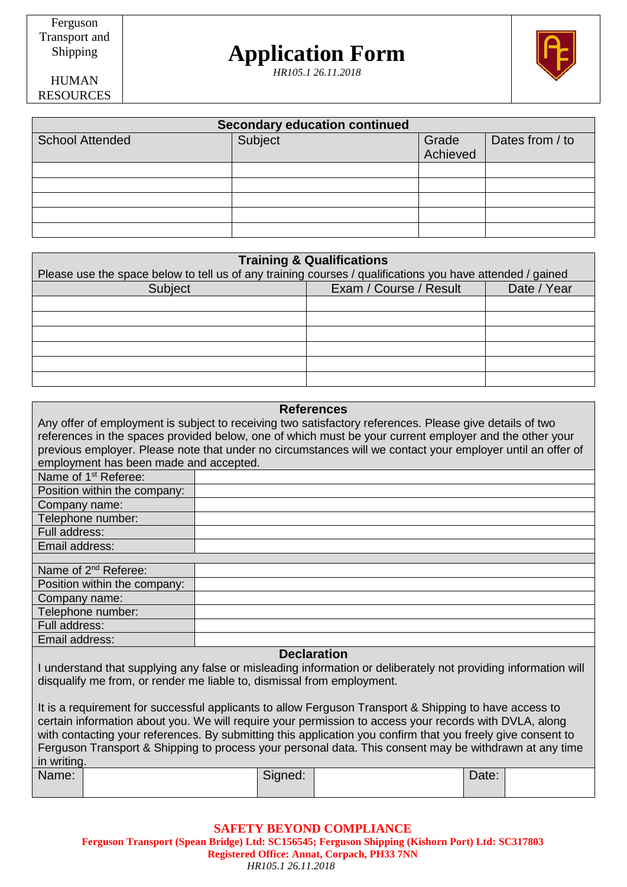| | | |
|---|---|---|
| Ferguson Transport and Shipping<br><br>HUMAN RESOURCES | **Application Form**<br>*HR105.1 26.11.2018* | |

| Secondary education continued | | | |
|---|---|---|---|
| School Attended | Subject | Grade Achieved | Dates from / to |
| | | | |
| | | | |
| | | | |
| | | | |
| | | | |

**Training & Qualifications**

Please use the space below to tell us of any training courses / qualifications you have attended / gained

| Subject | Exam / Course / Result | Date / Year |
|---|---|---|
| | | |
| | | |
| | | |
| | | |
| | | |
| | | |

**References**

Any offer of employment is subject to receiving two satisfactory references. Please give details of two references in the spaces provided below, one of which must be your current employer and the other your previous employer. Please note that under no circumstances will we contact your employer until an offer of employment has been made and accepted.

| | |
|---|---|
| Name of 1st Referee: | |
| Position within the company: | |
| Company name: | |
| Telephone number: | |
| Full address: | |
| Email address: | |
| | |
| Name of 2nd Referee: | |
| Position within the company: | |
| Company name: | |
| Telephone number: | |
| Full address: | |
| Email address: | |

**Declaration**

I understand that supplying any false or misleading information or deliberately not providing information will disqualify me from, or render me liable to, dismissal from employment.

It is a requirement for successful applicants to allow Ferguson Transport & Shipping to have access to certain information about you. We will require your permission to access your records with DVLA, along with contacting your references. By submitting this application you confirm that you freely give consent to Ferguson Transport & Shipping to process your personal data. This consent may be withdrawn at any time in writing.

| | | | | | |
|---|---|---|---|---|---|
| Name: | | Signed: | | Date: | |

**SAFETY BEYOND COMPLIANCE**

**Ferguson Transport (Spean Bridge) Ltd: SC156545; Ferguson Shipping (Kishorn Port) Ltd: SC317803**

**Registered Office: Annat, Corpach, PH33 7NN**